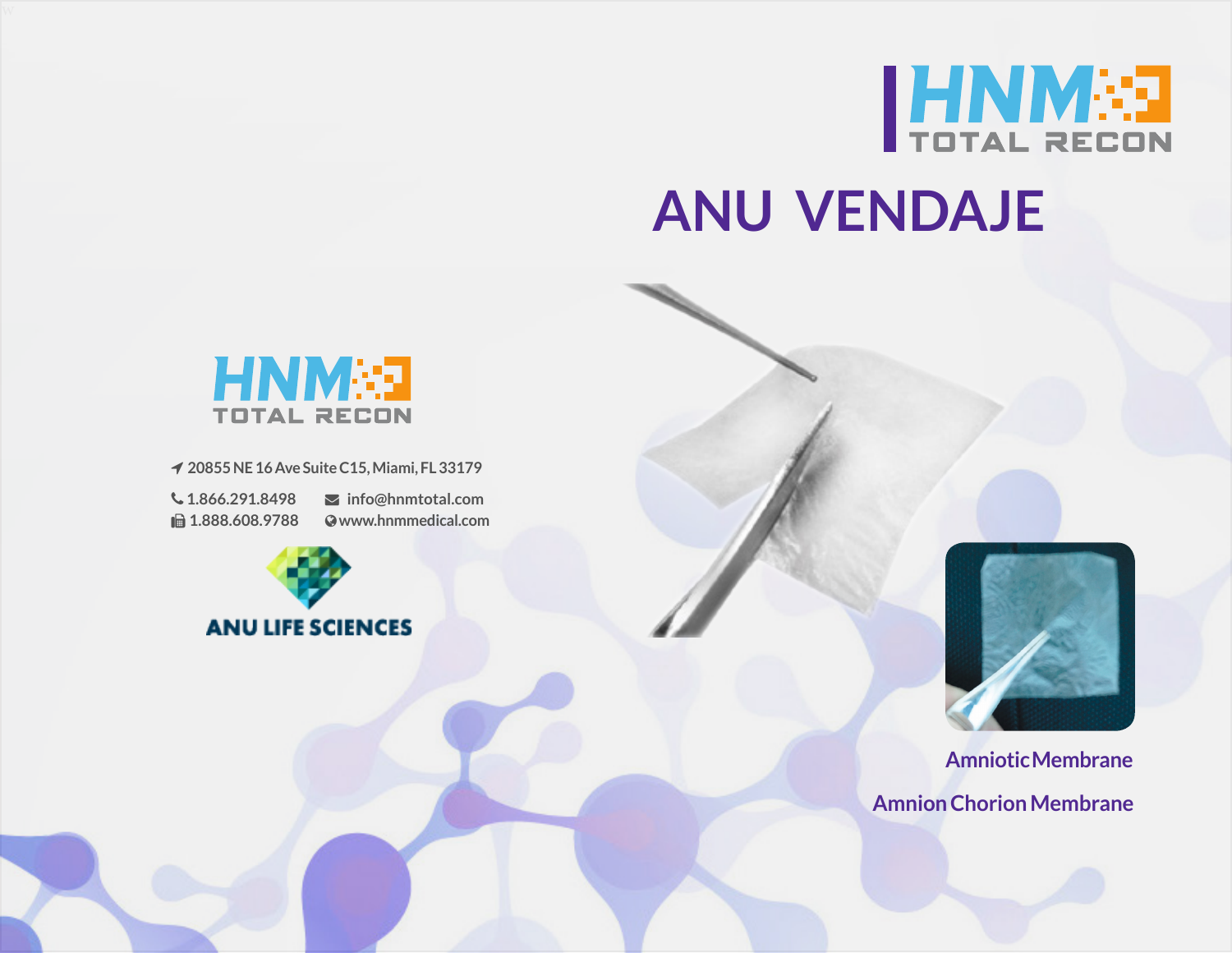HNM TOTAL RECON

# ANU VENDAJE

HNM TOTAL RECON

20855 NE 16 Ave Suite C15, Miami, FL 33179

1.866.291.8498
1.888.608.9788

info@hnmtotal.com
www.hnmmedical.com

ANU LIFE SCIENCES

Amniotic Membrane

Amnion Chorion Membrane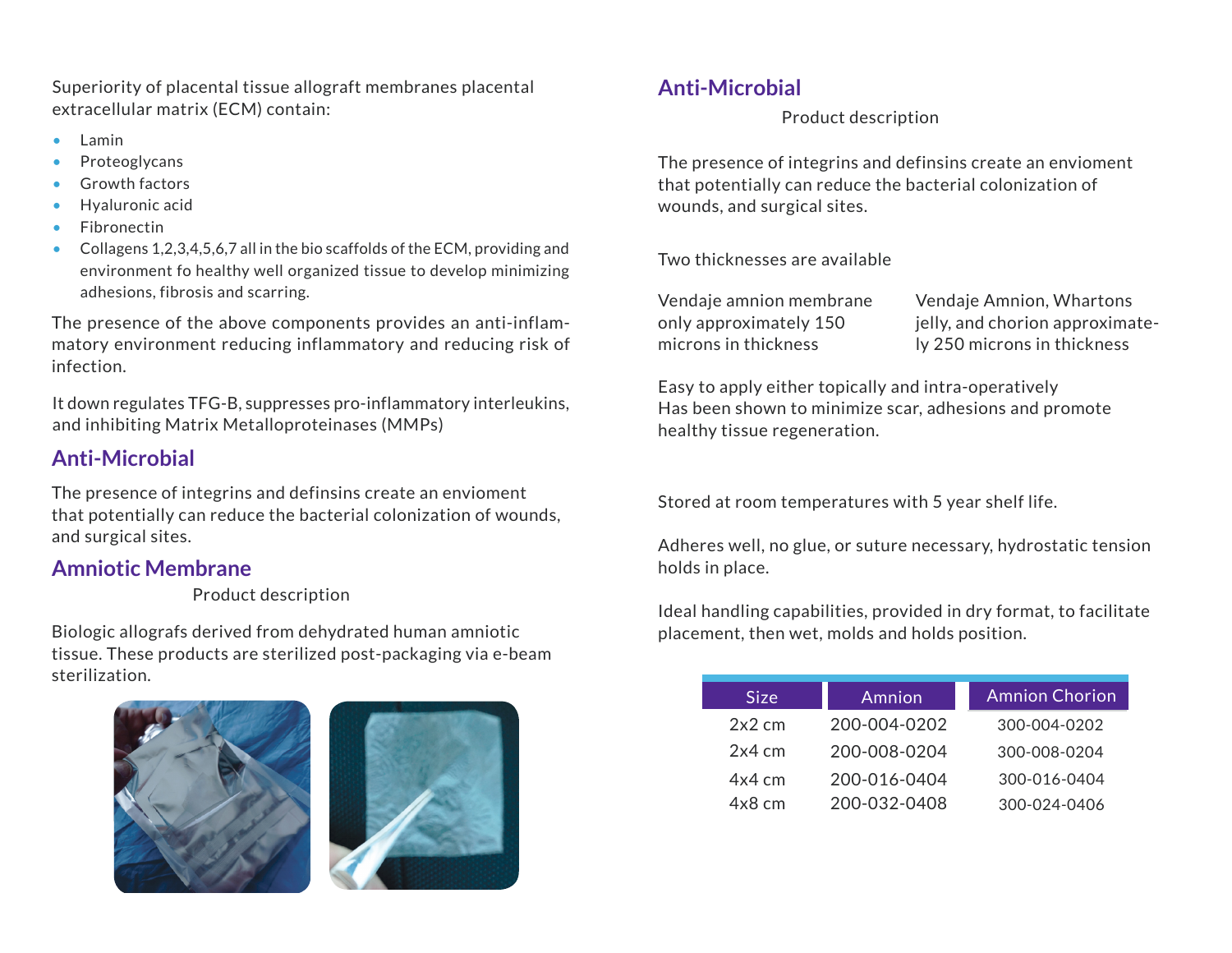Superiority of placental tissue allograft membranes placental extracellular matrix (ECM) contain:

- Lamin
- Proteoglycans
- Growth factors
- Hyaluronic acid
- Fibronectin
- Collagens 1,2,3,4,5,6,7 all in the bio scaffolds of the ECM, providing and environment fo healthy well organized tissue to develop minimizing adhesions, fibrosis and scarring.

The presence of the above components provides an anti-inflammatory environment reducing inflammatory and reducing risk of infection.

It down regulates TFG-B, suppresses pro-inflammatory interleukins, and inhibiting Matrix Metalloproteinases (MMPs)

## Anti-Microbial

The presence of integrins and definsins create an envioment that potentially can reduce the bacterial colonization of wounds, and surgical sites.

## Amniotic Membrane

Product description

Biologic allografs derived from dehydrated human amniotic tissue. These products are sterilized post-packaging via e-beam sterilization.

## Anti-Microbial

Product description

The presence of integrins and definsins create an envioment that potentially can reduce the bacterial colonization of wounds, and surgical sites.

Two thicknesses are available

Vendaje amnion membrane only approximately 150 microns in thickness

Vendaje Amnion, Whartons jelly, and chorion approximately 250 microns in thickness

Easy to apply either topically and intra-operatively
Has been shown to minimize scar, adhesions and promote healthy tissue regeneration.

Stored at room temperatures with 5 year shelf life.

Adheres well, no glue, or suture necessary, hydrostatic tension holds in place.

Ideal handling capabilities, provided in dry format, to facilitate placement, then wet, molds and holds position.

| Size | Amnion | Amnion Chorion |
|---|---|---|
| 2x2 cm | 200-004-0202 | 300-004-0202 |
| 2x4 cm | 200-008-0204 | 300-008-0204 |
| 4x4 cm | 200-016-0404 | 300-016-0404 |
| 4x8 cm | 200-032-0408 | 300-024-0406 |